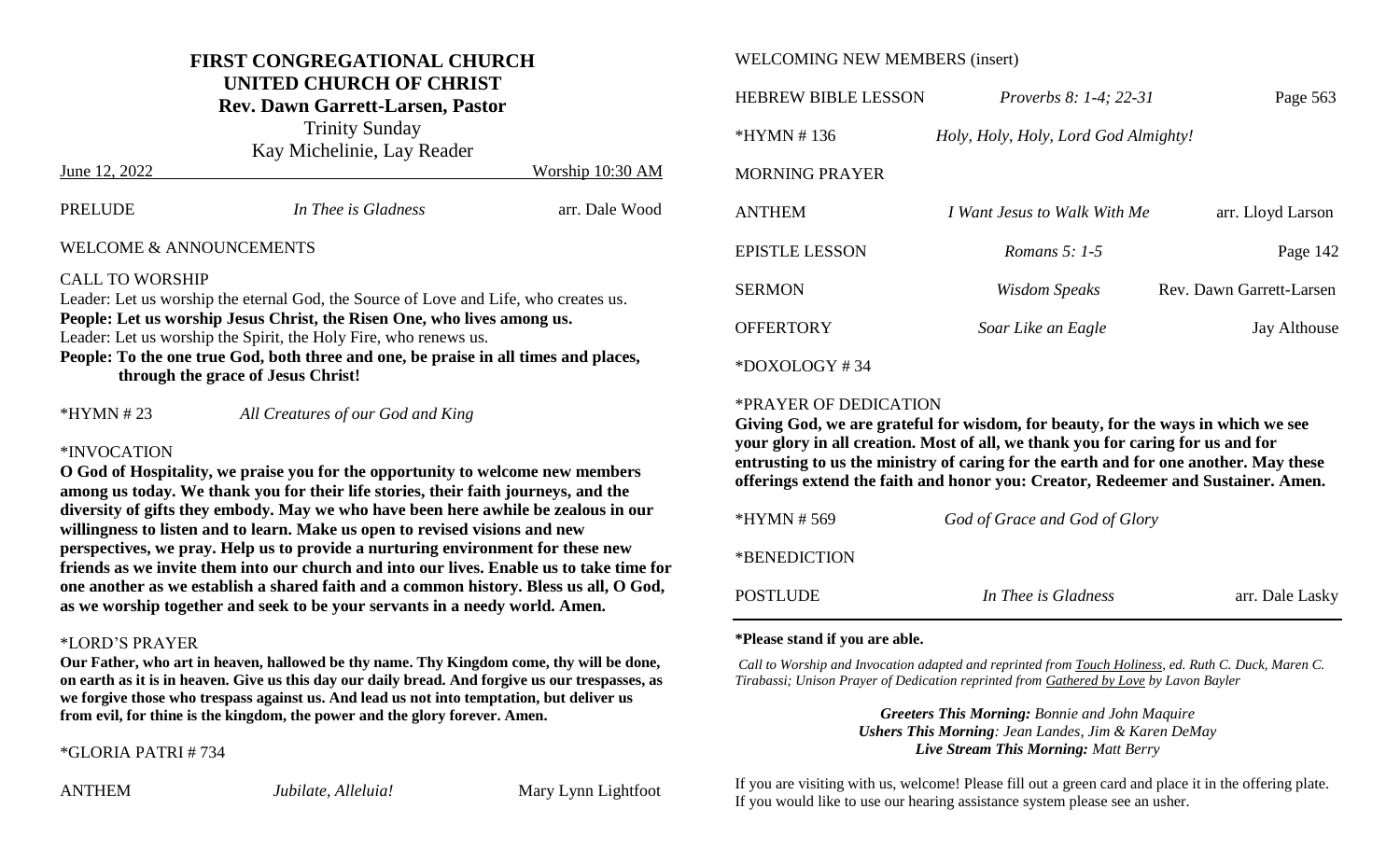# FIRST CONGREGATIONAL CHURCH
## UNITED CHURCH OF CHRIST
### Rev. Dawn Garrett-Larsen, Pastor

Trinity Sunday

Kay Michelinie, Lay Reader

June 12, 2022 — Worship 10:30 AM

PRELUDE — *In Thee is Gladness* — arr. Dale Wood

WELCOME & ANNOUNCEMENTS

CALL TO WORSHIP

Leader: Let us worship the eternal God, the Source of Love and Life, who creates us.

**People: Let us worship Jesus Christ, the Risen One, who lives among us.**

Leader: Let us worship the Spirit, the Holy Fire, who renews us.

**People: To the one true God, both three and one, be praise in all times and places, through the grace of Jesus Christ!**

*HYMN # 23 — *All Creatures of our God and King*

*INVOCATION

**O God of Hospitality, we praise you for the opportunity to welcome new members among us today. We thank you for their life stories, their faith journeys, and the diversity of gifts they embody. May we who have been here awhile be zealous in our willingness to listen and to learn. Make us open to revised visions and new perspectives, we pray. Help us to provide a nurturing environment for these new friends as we invite them into our church and into our lives. Enable us to take time for one another as we establish a shared faith and a common history. Bless us all, O God, as we worship together and seek to be your servants in a needy world. Amen.**

*LORD'S PRAYER

**Our Father, who art in heaven, hallowed be thy name. Thy Kingdom come, thy will be done, on earth as it is in heaven. Give us this day our daily bread. And forgive us our trespasses, as we forgive those who trespass against us. And lead us not into temptation, but deliver us from evil, for thine is the kingdom, the power and the glory forever. Amen.**

*GLORIA PATRI # 734

ANTHEM — *Jubilate, Alleluia!* — Mary Lynn Lightfoot

WELCOMING NEW MEMBERS (insert)

HEBREW BIBLE LESSON — *Proverbs 8: 1-4; 22-31* — Page 563

*HYMN # 136 — *Holy, Holy, Holy, Lord God Almighty!*

MORNING PRAYER

ANTHEM — *I Want Jesus to Walk With Me* — arr. Lloyd Larson

EPISTLE LESSON — *Romans 5: 1-5* — Page 142

SERMON — *Wisdom Speaks* — Rev. Dawn Garrett-Larsen

OFFERTORY — *Soar Like an Eagle* — Jay Althouse

*DOXOLOGY # 34

*PRAYER OF DEDICATION

**Giving God, we are grateful for wisdom, for beauty, for the ways in which we see your glory in all creation. Most of all, we thank you for caring for us and for entrusting to us the ministry of caring for the earth and for one another. May these offerings extend the faith and honor you: Creator, Redeemer and Sustainer. Amen.**

*HYMN # 569 — *God of Grace and God of Glory*

*BENEDICTION

POSTLUDE — *In Thee is Gladness* — arr. Dale Lasky

---

**\*Please stand if you are able.**

*Call to Worship and Invocation adapted and reprinted from Touch Holiness, ed. Ruth C. Duck, Maren C. Tirabassi; Unison Prayer of Dedication reprinted from Gathered by Love by Lavon Bayler*

***Greeters This Morning:** Bonnie and John Maquire*

***Ushers This Morning**: Jean Landes, Jim & Karen DeMay*

***Live Stream This Morning:** Matt Berry*

If you are visiting with us, welcome! Please fill out a green card and place it in the offering plate. If you would like to use our hearing assistance system please see an usher.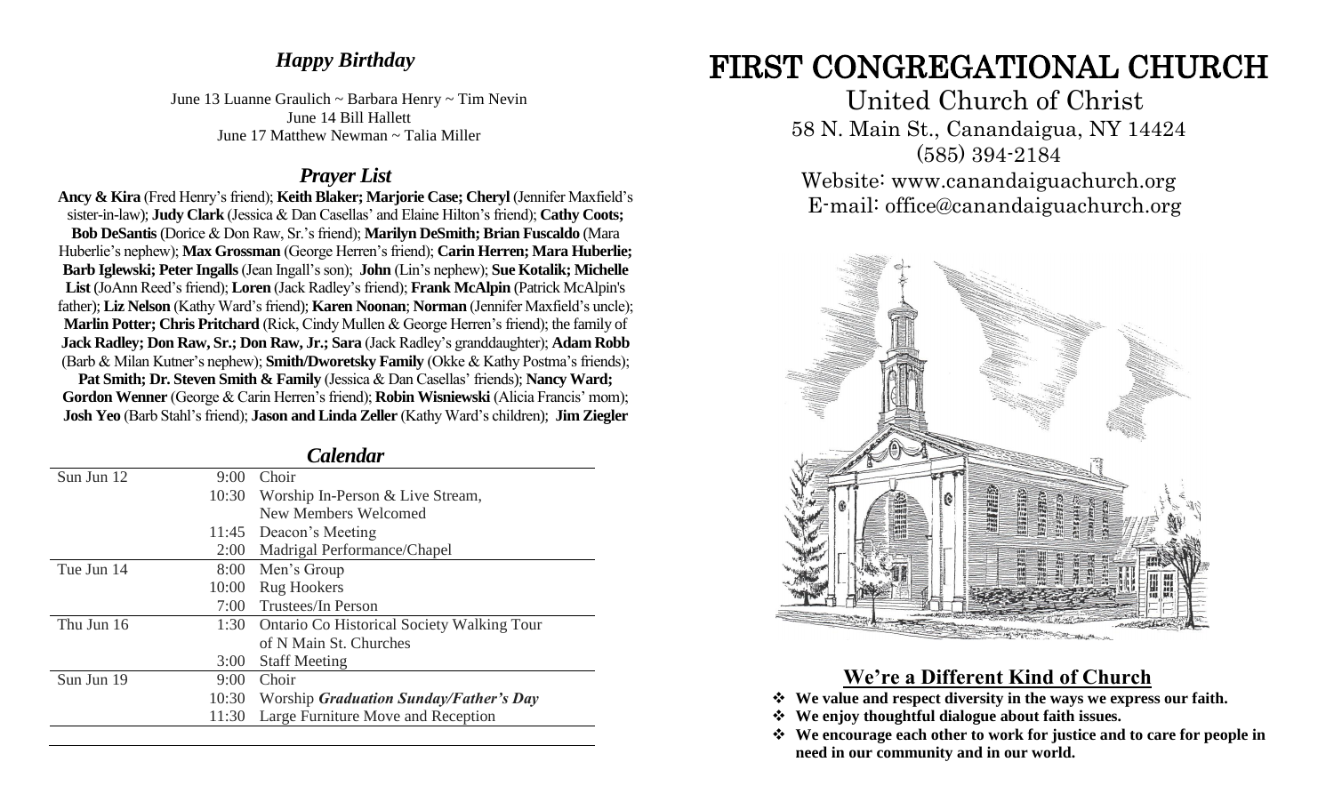## *Happy Birthday*

June 13 Luanne Graulich ~ Barbara Henry ~ Tim Nevin
June 14 Bill Hallett
June 17 Matthew Newman ~ Talia Miller

## *Prayer List*

**Ancy & Kira** (Fred Henry's friend); **Keith Blaker; Marjorie Case; Cheryl** (Jennifer Maxfield's sister-in-law); **Judy Clark** (Jessica & Dan Casellas' and Elaine Hilton's friend); **Cathy Coots; Bob DeSantis** (Dorice & Don Raw, Sr.'s friend); **Marilyn DeSmith; Brian Fuscaldo** (Mara Huberlie's nephew); **Max Grossman** (George Herren's friend); **Carin Herren; Mara Huberlie; Barb Iglewski; Peter Ingalls** (Jean Ingall's son); **John** (Lin's nephew); **Sue Kotalik; Michelle List** (JoAnn Reed's friend); **Loren** (Jack Radley's friend); **Frank McAlpin** (Patrick McAlpin's father); **Liz Nelson** (Kathy Ward's friend); **Karen Noonan**; **Norman** (Jennifer Maxfield's uncle); **Marlin Potter; Chris Pritchard** (Rick, Cindy Mullen & George Herren's friend); the family of **Jack Radley; Don Raw, Sr.; Don Raw, Jr.; Sara** (Jack Radley's granddaughter); **Adam Robb** (Barb & Milan Kutner's nephew); **Smith/Dworetsky Family** (Okke & Kathy Postma's friends); **Pat Smith; Dr. Steven Smith & Family** (Jessica & Dan Casellas' friends); **Nancy Ward; Gordon Wenner** (George & Carin Herren's friend); **Robin Wisniewski** (Alicia Francis' mom); **Josh Yeo** (Barb Stahl's friend); **Jason and Linda Zeller** (Kathy Ward's children); **Jim Ziegler**

## *Calendar*

| | | |
|---|---|---|
| Sun Jun 12 | 9:00 | Choir |
| | 10:30 | Worship In-Person & Live Stream, New Members Welcomed |
| | 11:45 | Deacon's Meeting |
| | 2:00 | Madrigal Performance/Chapel |
| Tue Jun 14 | 8:00 | Men's Group |
| | 10:00 | Rug Hookers |
| | 7:00 | Trustees/In Person |
| Thu Jun 16 | 1:30 | Ontario Co Historical Society Walking Tour of N Main St. Churches |
| | 3:00 | Staff Meeting |
| Sun Jun 19 | 9:00 | Choir |
| | 10:30 | Worship *Graduation Sunday/Father's Day* |
| | 11:30 | Large Furniture Move and Reception |

# FIRST CONGREGATIONAL CHURCH

United Church of Christ
58 N. Main St., Canandaigua, NY 14424
(585) 394-2184
Website: www.canandaiguachurch.org
E-mail: office@canandaiguachurch.org

## We're a Different Kind of Church

- **We value and respect diversity in the ways we express our faith.**
- **We enjoy thoughtful dialogue about faith issues.**
- **We encourage each other to work for justice and to care for people in need in our community and in our world.**